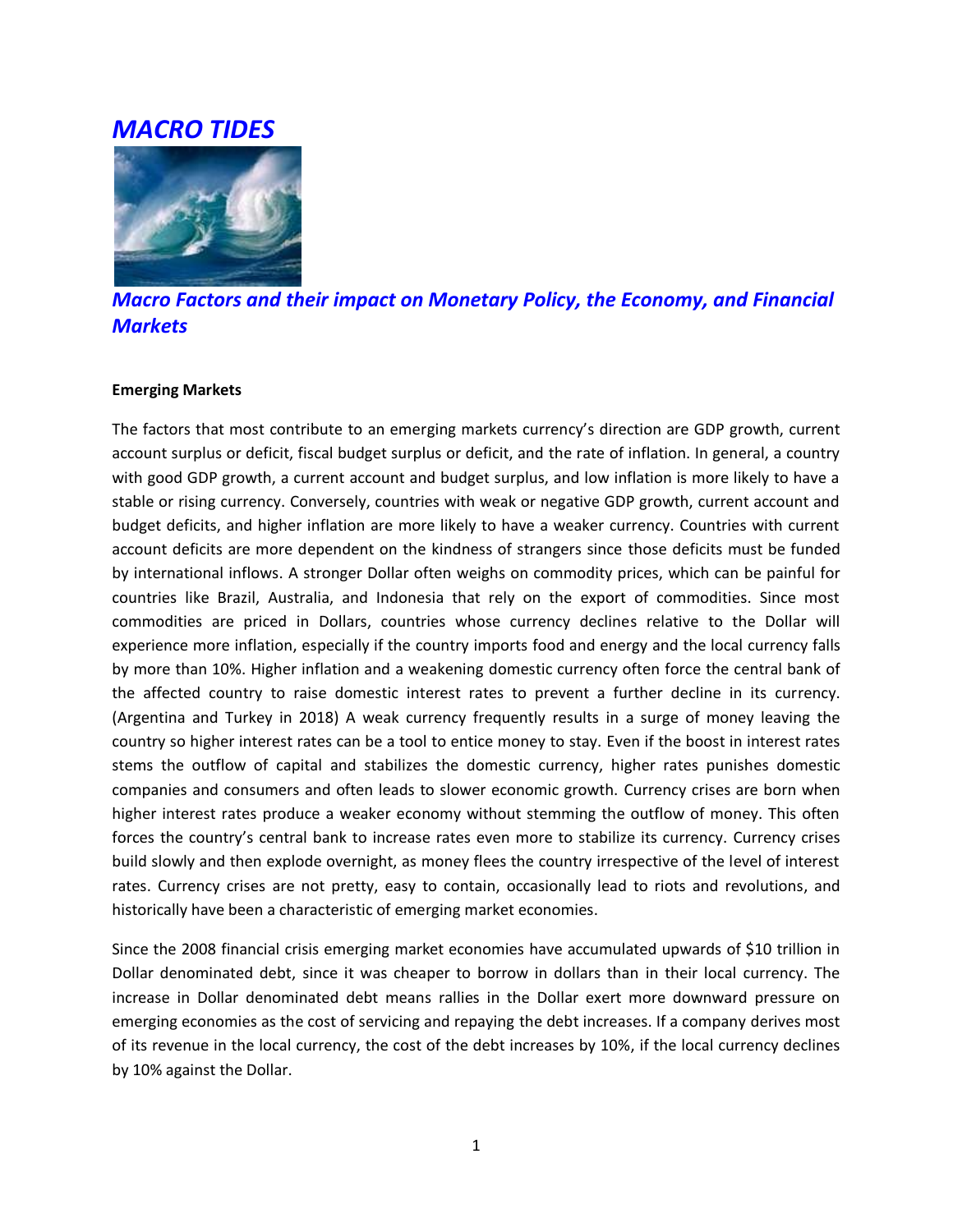# *MACRO TIDES*

## *Macro Factors and their impact on Monetary Policy, the Economy, and Financial Markets*

**Emerging Markets**

The factors that most contribute to an emerging markets currency's direction are GDP growth, current account surplus or deficit, fiscal budget surplus or deficit, and the rate of inflation. In general, a country with good GDP growth, a current account and budget surplus, and low inflation is more likely to have a stable or rising currency. Conversely, countries with weak or negative GDP growth, current account and budget deficits, and higher inflation are more likely to have a weaker currency. Countries with current account deficits are more dependent on the kindness of strangers since those deficits must be funded by international inflows. A stronger Dollar often weighs on commodity prices, which can be painful for countries like Brazil, Australia, and Indonesia that rely on the export of commodities. Since most commodities are priced in Dollars, countries whose currency declines relative to the Dollar will experience more inflation, especially if the country imports food and energy and the local currency falls by more than 10%. Higher inflation and a weakening domestic currency often force the central bank of the affected country to raise domestic interest rates to prevent a further decline in its currency. (Argentina and Turkey in 2018) A weak currency frequently results in a surge of money leaving the country so higher interest rates can be a tool to entice money to stay. Even if the boost in interest rates stems the outflow of capital and stabilizes the domestic currency, higher rates punishes domestic companies and consumers and often leads to slower economic growth. Currency crises are born when higher interest rates produce a weaker economy without stemming the outflow of money. This often forces the country's central bank to increase rates even more to stabilize its currency. Currency crises build slowly and then explode overnight, as money flees the country irrespective of the level of interest rates. Currency crises are not pretty, easy to contain, occasionally lead to riots and revolutions, and historically have been a characteristic of emerging market economies.

Since the 2008 financial crisis emerging market economies have accumulated upwards of $10 trillion in Dollar denominated debt, since it was cheaper to borrow in dollars than in their local currency. The increase in Dollar denominated debt means rallies in the Dollar exert more downward pressure on emerging economies as the cost of servicing and repaying the debt increases. If a company derives most of its revenue in the local currency, the cost of the debt increases by 10%, if the local currency declines by 10% against the Dollar.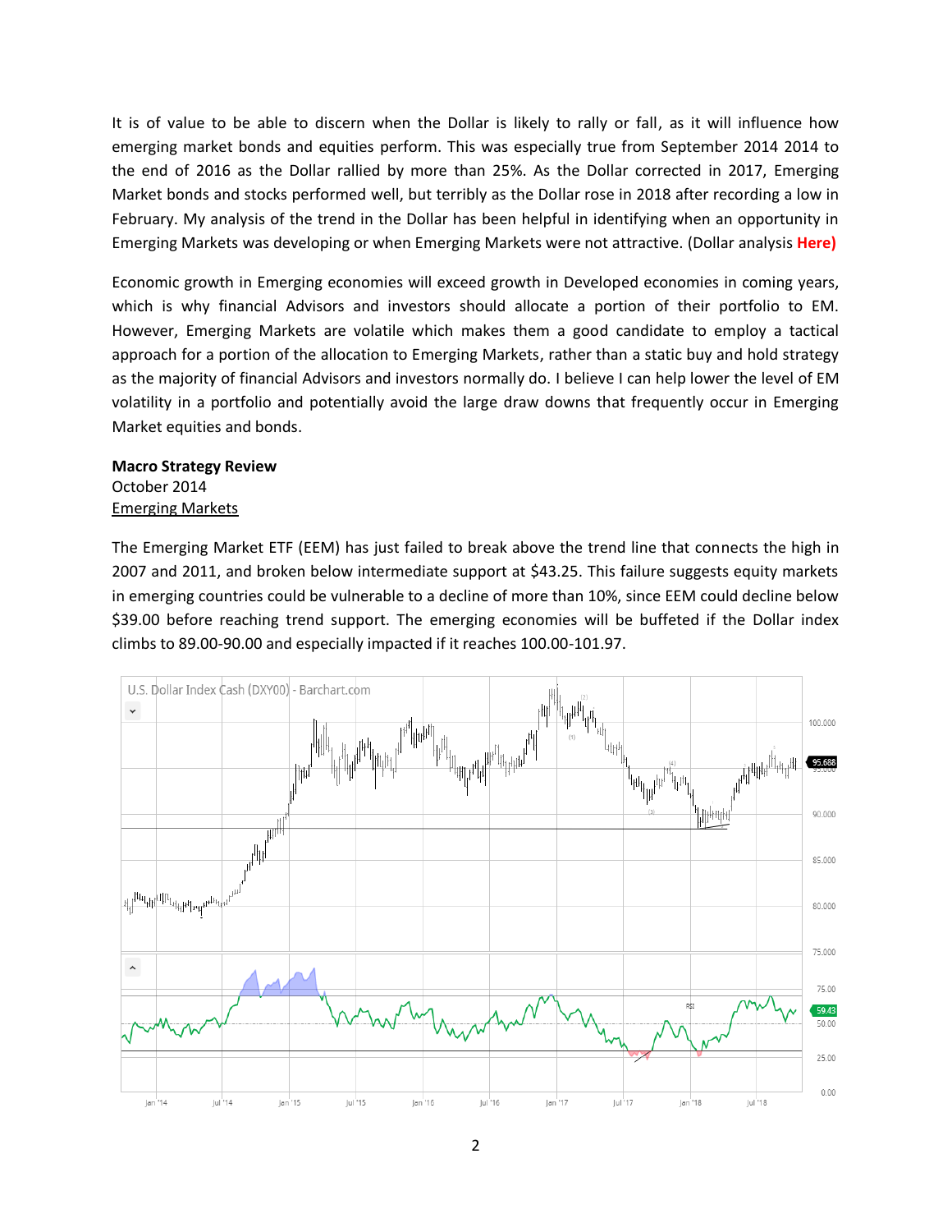It is of value to be able to discern when the Dollar is likely to rally or fall, as it will influence how emerging market bonds and equities perform. This was especially true from September 2014 2014 to the end of 2016 as the Dollar rallied by more than 25%. As the Dollar corrected in 2017, Emerging Market bonds and stocks performed well, but terribly as the Dollar rose in 2018 after recording a low in February. My analysis of the trend in the Dollar has been helpful in identifying when an opportunity in Emerging Markets was developing or when Emerging Markets were not attractive. (Dollar analysis **Here)**

Economic growth in Emerging economies will exceed growth in Developed economies in coming years, which is why financial Advisors and investors should allocate a portion of their portfolio to EM. However, Emerging Markets are volatile which makes them a good candidate to employ a tactical approach for a portion of the allocation to Emerging Markets, rather than a static buy and hold strategy as the majority of financial Advisors and investors normally do. I believe I can help lower the level of EM volatility in a portfolio and potentially avoid the large draw downs that frequently occur in Emerging Market equities and bonds.

**Macro Strategy Review**
October 2014
Emerging Markets

The Emerging Market ETF (EEM) has just failed to break above the trend line that connects the high in 2007 and 2011, and broken below intermediate support at $43.25. This failure suggests equity markets in emerging countries could be vulnerable to a decline of more than 10%, since EEM could decline below $39.00 before reaching trend support. The emerging economies will be buffeted if the Dollar index climbs to 89.00-90.00 and especially impacted if it reaches 100.00-101.97.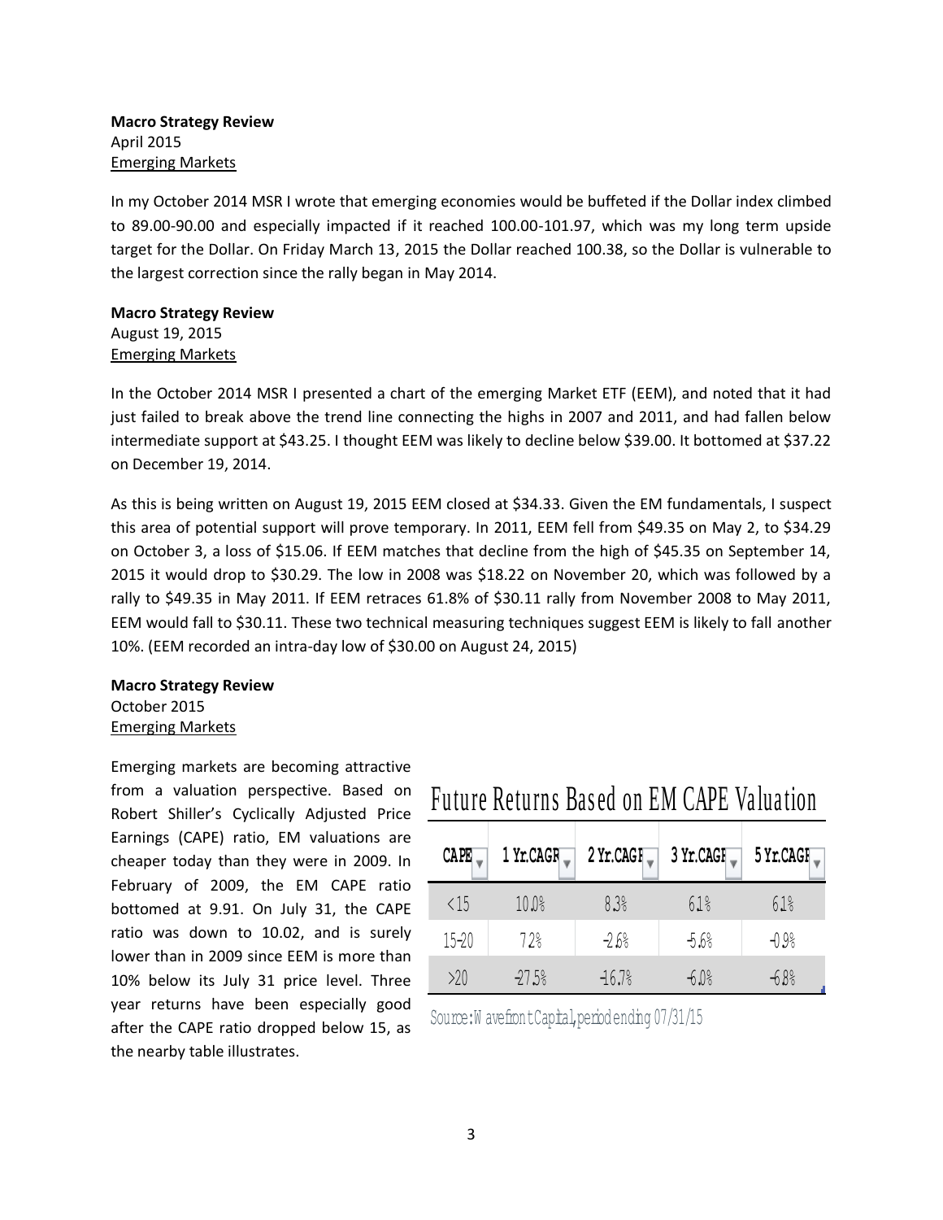**Macro Strategy Review**
April 2015
Emerging Markets

In my October 2014 MSR I wrote that emerging economies would be buffeted if the Dollar index climbed to 89.00-90.00 and especially impacted if it reached 100.00-101.97, which was my long term upside target for the Dollar. On Friday March 13, 2015 the Dollar reached 100.38, so the Dollar is vulnerable to the largest correction since the rally began in May 2014.

**Macro Strategy Review**
August 19, 2015
Emerging Markets

In the October 2014 MSR I presented a chart of the emerging Market ETF (EEM), and noted that it had just failed to break above the trend line connecting the highs in 2007 and 2011, and had fallen below intermediate support at $43.25. I thought EEM was likely to decline below $39.00. It bottomed at $37.22 on December 19, 2014.

As this is being written on August 19, 2015 EEM closed at $34.33. Given the EM fundamentals, I suspect this area of potential support will prove temporary. In 2011, EEM fell from $49.35 on May 2, to $34.29 on October 3, a loss of $15.06. If EEM matches that decline from the high of $45.35 on September 14, 2015 it would drop to $30.29. The low in 2008 was $18.22 on November 20, which was followed by a rally to $49.35 in May 2011. If EEM retraces 61.8% of $30.11 rally from November 2008 to May 2011, EEM would fall to $30.11. These two technical measuring techniques suggest EEM is likely to fall another 10%. (EEM recorded an intra-day low of $30.00 on August 24, 2015)

**Macro Strategy Review**
October 2015
Emerging Markets

Emerging markets are becoming attractive from a valuation perspective. Based on Robert Shiller's Cyclically Adjusted Price Earnings (CAPE) ratio, EM valuations are cheaper today than they were in 2009. In February of 2009, the EM CAPE ratio bottomed at 9.91. On July 31, the CAPE ratio was down to 10.02, and is surely lower than in 2009 since EEM is more than 10% below its July 31 price level. Three year returns have been especially good after the CAPE ratio dropped below 15, as the nearby table illustrates.

**Future Returns Based on EM CAPE Valuation**

| CAPE | 1 Yr. CAGR | 2 Yr. CAGR | 3 Yr. CAGR | 5 Yr. CAGR |
|---|---|---|---|---|
| <15 | 10.0% | 8.3% | 6.1% | 6.1% |
| 15-20 | 7.2% | -2.6% | -5.6% | -0.9% |
| >20 | -27.5% | -16.7% | -6.0% | -6.8% |

Source: Wavefront Capital, period ending 07/31/15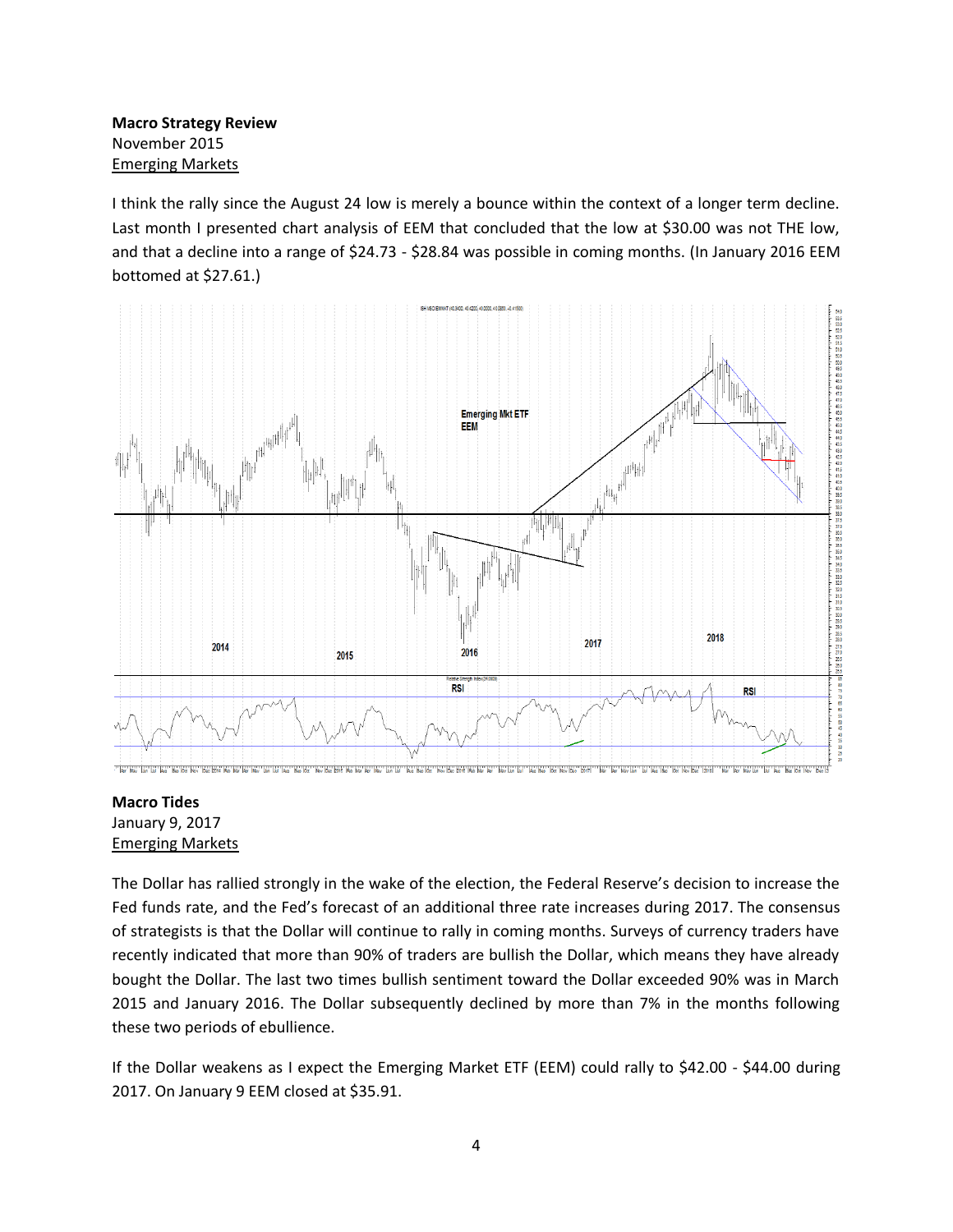**Macro Strategy Review**
November 2015
Emerging Markets

I think the rally since the August 24 low is merely a bounce within the context of a longer term decline. Last month I presented chart analysis of EEM that concluded that the low at $30.00 was not THE low, and that a decline into a range of $24.73 - $28.84 was possible in coming months. (In January 2016 EEM bottomed at $27.61.)

**Macro Tides**
January 9, 2017
Emerging Markets

The Dollar has rallied strongly in the wake of the election, the Federal Reserve's decision to increase the Fed funds rate, and the Fed's forecast of an additional three rate increases during 2017. The consensus of strategists is that the Dollar will continue to rally in coming months. Surveys of currency traders have recently indicated that more than 90% of traders are bullish the Dollar, which means they have already bought the Dollar. The last two times bullish sentiment toward the Dollar exceeded 90% was in March 2015 and January 2016. The Dollar subsequently declined by more than 7% in the months following these two periods of ebullience.

If the Dollar weakens as I expect the Emerging Market ETF (EEM) could rally to $42.00 - $44.00 during 2017. On January 9 EEM closed at $35.91.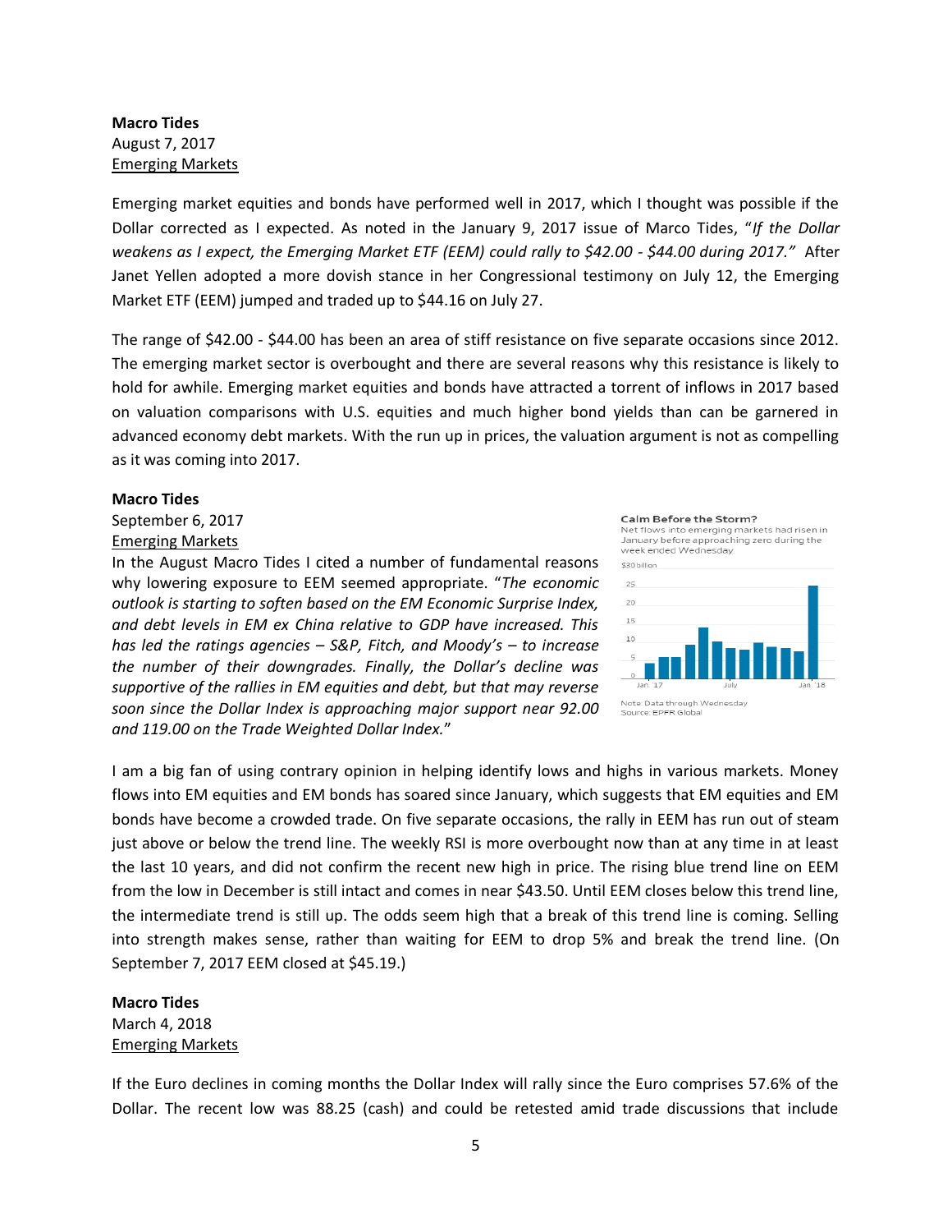**Macro Tides**
August 7, 2017
Emerging Markets

Emerging market equities and bonds have performed well in 2017, which I thought was possible if the Dollar corrected as I expected. As noted in the January 9, 2017 issue of Marco Tides, "*If the Dollar weakens as I expect, the Emerging Market ETF (EEM) could rally to $42.00 - $44.00 during 2017.*" After Janet Yellen adopted a more dovish stance in her Congressional testimony on July 12, the Emerging Market ETF (EEM) jumped and traded up to $44.16 on July 27.

The range of $42.00 - $44.00 has been an area of stiff resistance on five separate occasions since 2012. The emerging market sector is overbought and there are several reasons why this resistance is likely to hold for awhile. Emerging market equities and bonds have attracted a torrent of inflows in 2017 based on valuation comparisons with U.S. equities and much higher bond yields than can be garnered in advanced economy debt markets. With the run up in prices, the valuation argument is not as compelling as it was coming into 2017.

**Macro Tides**
September 6, 2017
Emerging Markets

In the August Macro Tides I cited a number of fundamental reasons why lowering exposure to EEM seemed appropriate. "*The economic outlook is starting to soften based on the EM Economic Surprise Index, and debt levels in EM ex China relative to GDP have increased. This has led the ratings agencies – S&P, Fitch, and Moody's – to increase the number of their downgrades. Finally, the Dollar's decline was supportive of the rallies in EM equities and debt, but that may reverse soon since the Dollar Index is approaching major support near 92.00 and 119.00 on the Trade Weighted Dollar Index.*"

**Calm Before the Storm?**
Net flows into emerging markets had risen in January before approaching zero during the week ended Wednesday.

Note: Data through Wednesday
Source: EPFR Global

I am a big fan of using contrary opinion in helping identify lows and highs in various markets. Money flows into EM equities and EM bonds has soared since January, which suggests that EM equities and EM bonds have become a crowded trade. On five separate occasions, the rally in EEM has run out of steam just above or below the trend line. The weekly RSI is more overbought now than at any time in at least the last 10 years, and did not confirm the recent new high in price. The rising blue trend line on EEM from the low in December is still intact and comes in near $43.50. Until EEM closes below this trend line, the intermediate trend is still up. The odds seem high that a break of this trend line is coming. Selling into strength makes sense, rather than waiting for EEM to drop 5% and break the trend line. (On September 7, 2017 EEM closed at $45.19.)

**Macro Tides**
March 4, 2018
Emerging Markets

If the Euro declines in coming months the Dollar Index will rally since the Euro comprises 57.6% of the Dollar. The recent low was 88.25 (cash) and could be retested amid trade discussions that include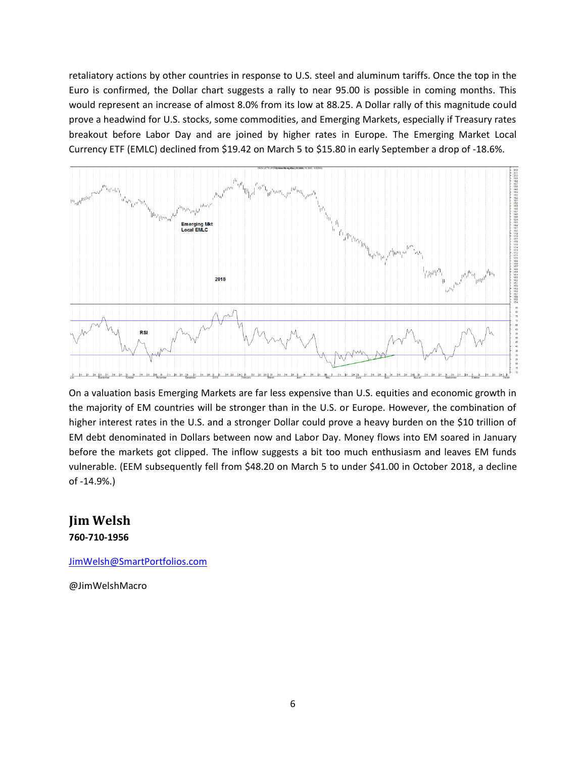retaliatory actions by other countries in response to U.S. steel and aluminum tariffs. Once the top in the Euro is confirmed, the Dollar chart suggests a rally to near 95.00 is possible in coming months. This would represent an increase of almost 8.0% from its low at 88.25. A Dollar rally of this magnitude could prove a headwind for U.S. stocks, some commodities, and Emerging Markets, especially if Treasury rates breakout before Labor Day and are joined by higher rates in Europe. The Emerging Market Local Currency ETF (EMLC) declined from $19.42 on March 5 to $15.80 in early September a drop of -18.6%.

Emerging Mkt
Local EMLC

2018

RSI

On a valuation basis Emerging Markets are far less expensive than U.S. equities and economic growth in the majority of EM countries will be stronger than in the U.S. or Europe. However, the combination of higher interest rates in the U.S. and a stronger Dollar could prove a heavy burden on the $10 trillion of EM debt denominated in Dollars between now and Labor Day. Money flows into EM soared in January before the markets got clipped. The inflow suggests a bit too much enthusiasm and leaves EM funds vulnerable. (EEM subsequently fell from $48.20 on March 5 to under $41.00 in October 2018, a decline of -14.9%.)

## Jim Welsh

**760-710-1956**

JimWelsh@SmartPortfolios.com

@JimWelshMacro